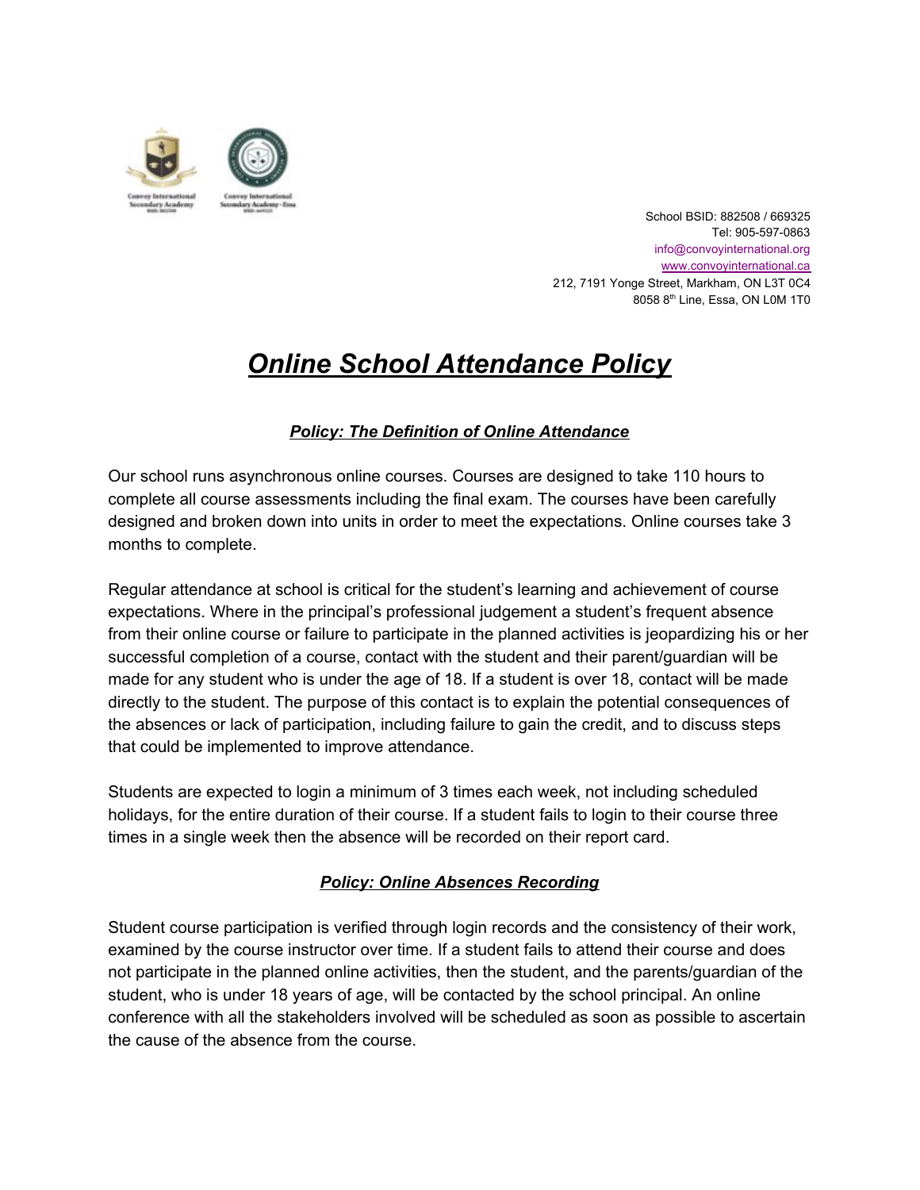School BSID: 882508 / 669325
Tel: 905-597-0863
info@convoyinternational.org
www.convoyinternational.ca
212, 7191 Yonge Street, Markham, ON L3T 0C4
8058 8th Line, Essa, ON L0M 1T0

# ***Online School Attendance Policy***

## ***Policy: The Definition of Online Attendance***

Our school runs asynchronous online courses. Courses are designed to take 110 hours to complete all course assessments including the final exam. The courses have been carefully designed and broken down into units in order to meet the expectations. Online courses take 3 months to complete.

Regular attendance at school is critical for the student's learning and achievement of course expectations. Where in the principal's professional judgement a student's frequent absence from their online course or failure to participate in the planned activities is jeopardizing his or her successful completion of a course, contact with the student and their parent/guardian will be made for any student who is under the age of 18. If a student is over 18, contact will be made directly to the student. The purpose of this contact is to explain the potential consequences of the absences or lack of participation, including failure to gain the credit, and to discuss steps that could be implemented to improve attendance.

Students are expected to login a minimum of 3 times each week, not including scheduled holidays, for the entire duration of their course. If a student fails to login to their course three times in a single week then the absence will be recorded on their report card.

## ***Policy: Online Absences Recording***

Student course participation is verified through login records and the consistency of their work, examined by the course instructor over time. If a student fails to attend their course and does not participate in the planned online activities, then the student, and the parents/guardian of the student, who is under 18 years of age, will be contacted by the school principal. An online conference with all the stakeholders involved will be scheduled as soon as possible to ascertain the cause of the absence from the course.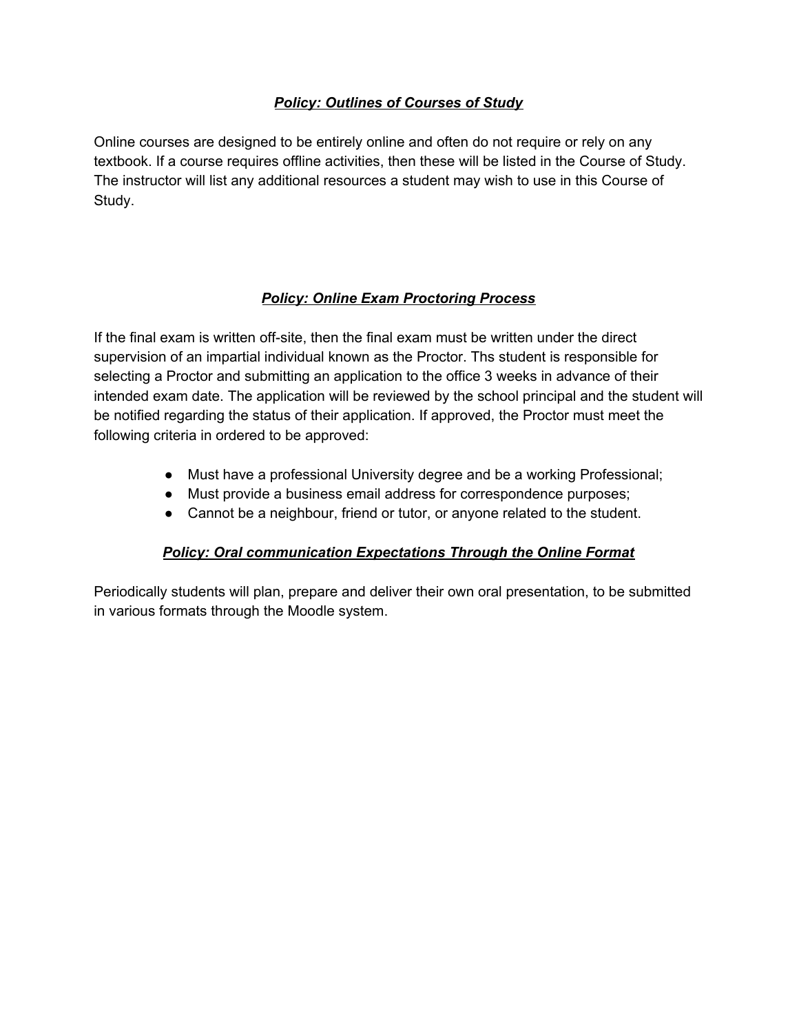## ***Policy: Outlines of Courses of Study***

Online courses are designed to be entirely online and often do not require or rely on any textbook. If a course requires offline activities, then these will be listed in the Course of Study. The instructor will list any additional resources a student may wish to use in this Course of Study.

## ***Policy: Online Exam Proctoring Process***

If the final exam is written off-site, then the final exam must be written under the direct supervision of an impartial individual known as the Proctor. Ths student is responsible for selecting a Proctor and submitting an application to the office 3 weeks in advance of their intended exam date. The application will be reviewed by the school principal and the student will be notified regarding the status of their application. If approved, the Proctor must meet the following criteria in ordered to be approved:

- Must have a professional University degree and be a working Professional;
- Must provide a business email address for correspondence purposes;
- Cannot be a neighbour, friend or tutor, or anyone related to the student.

## ***Policy: Oral communication Expectations Through the Online Format***

Periodically students will plan, prepare and deliver their own oral presentation, to be submitted in various formats through the Moodle system.